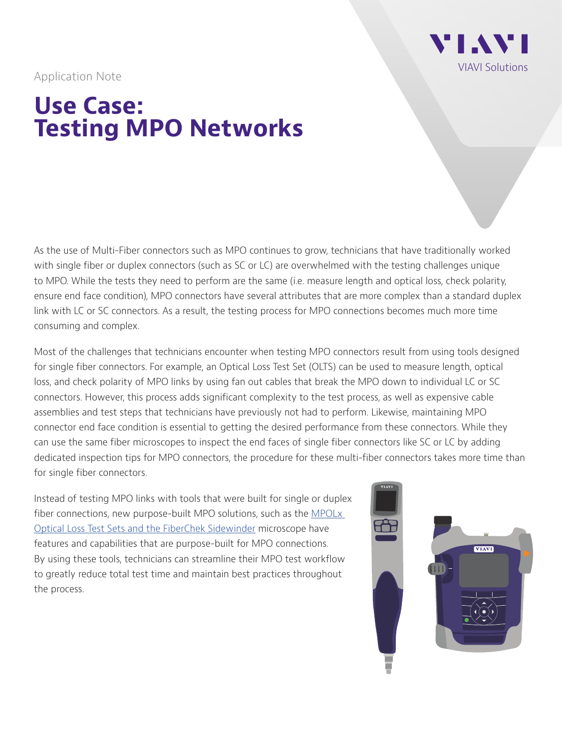Application Note

# Use Case: Testing MPO Networks

As the use of Multi-Fiber connectors such as MPO continues to grow, technicians that have traditionally worked with single fiber or duplex connectors (such as SC or LC) are overwhelmed with the testing challenges unique to MPO. While the tests they need to perform are the same (i.e. measure length and optical loss, check polarity, ensure end face condition), MPO connectors have several attributes that are more complex than a standard duplex link with LC or SC connectors. As a result, the testing process for MPO connections becomes much more time consuming and complex.

Most of the challenges that technicians encounter when testing MPO connectors result from using tools designed for single fiber connectors. For example, an Optical Loss Test Set (OLTS) can be used to measure length, optical loss, and check polarity of MPO links by using fan out cables that break the MPO down to individual LC or SC connectors. However, this process adds significant complexity to the test process, as well as expensive cable assemblies and test steps that technicians have previously not had to perform. Likewise, maintaining MPO connector end face condition is essential to getting the desired performance from these connectors. While they can use the same fiber microscopes to inspect the end faces of single fiber connectors like SC or LC by adding dedicated inspection tips for MPO connectors, the procedure for these multi-fiber connectors takes more time than for single fiber connectors.

Instead of testing MPO links with tools that were built for single or duplex fiber connections, new purpose-built MPO solutions, such as the MPOLx Optical Loss Test Sets and the FiberChek Sidewinder microscope have features and capabilities that are purpose-built for MPO connections. By using these tools, technicians can streamline their MPO test workflow to greatly reduce total test time and maintain best practices throughout the process.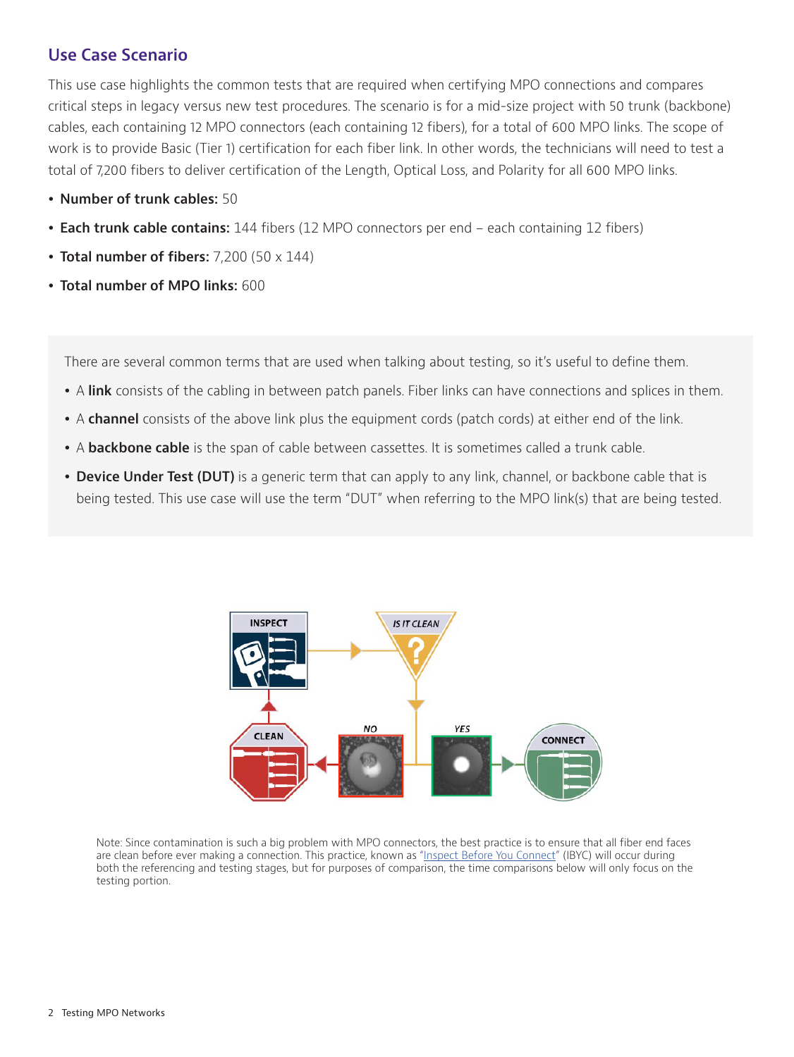## Use Case Scenario

This use case highlights the common tests that are required when certifying MPO connections and compares critical steps in legacy versus new test procedures. The scenario is for a mid-size project with 50 trunk (backbone) cables, each containing 12 MPO connectors (each containing 12 fibers), for a total of 600 MPO links. The scope of work is to provide Basic (Tier 1) certification for each fiber link. In other words, the technicians will need to test a total of 7,200 fibers to deliver certification of the Length, Optical Loss, and Polarity for all 600 MPO links.

- **Number of trunk cables:** 50
- **Each trunk cable contains:** 144 fibers (12 MPO connectors per end – each containing 12 fibers)
- **Total number of fibers:** 7,200 (50 x 144)
- **Total number of MPO links:** 600

There are several common terms that are used when talking about testing, so it's useful to define them.

- A **link** consists of the cabling in between patch panels. Fiber links can have connections and splices in them.
- A **channel** consists of the above link plus the equipment cords (patch cords) at either end of the link.
- A **backbone cable** is the span of cable between cassettes. It is sometimes called a trunk cable.
- **Device Under Test (DUT)** is a generic term that can apply to any link, channel, or backbone cable that is being tested. This use case will use the term "DUT" when referring to the MPO link(s) that are being tested.

INSPECT → IS IT CLEAN → NO → CLEAN → INSPECT; YES → CONNECT

Note: Since contamination is such a big problem with MPO connectors, the best practice is to ensure that all fiber end faces are clean before ever making a connection. This practice, known as "Inspect Before You Connect" (IBYC) will occur during both the referencing and testing stages, but for purposes of comparison, the time comparisons below will only focus on the testing portion.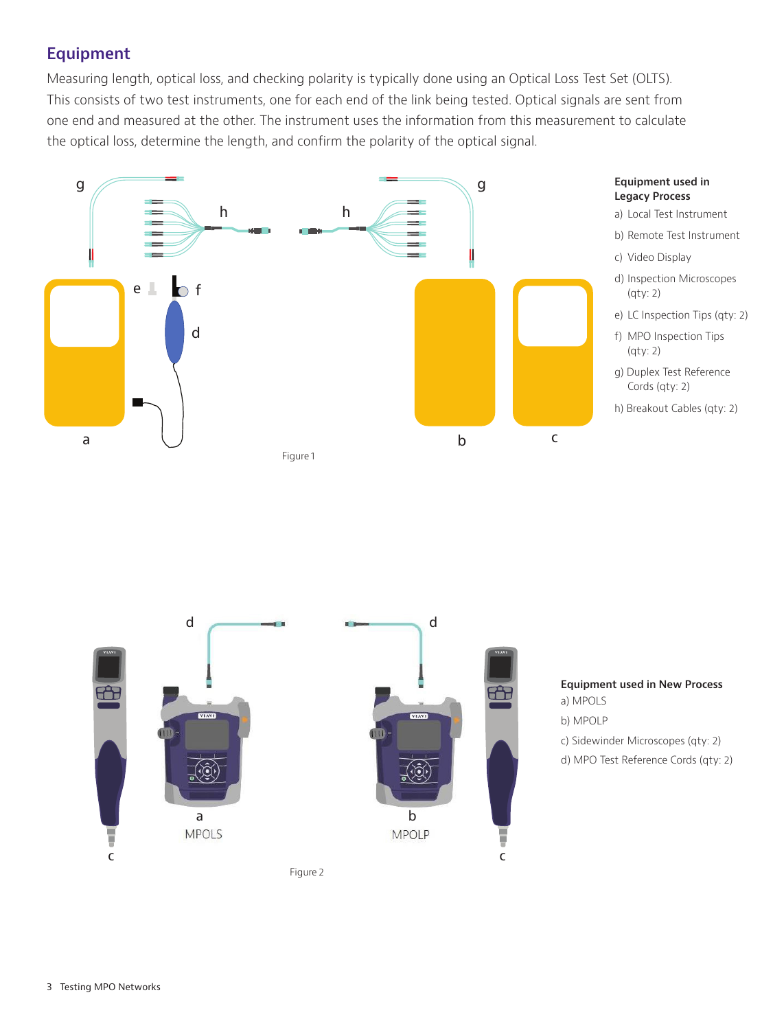## Equipment

Measuring length, optical loss, and checking polarity is typically done using an Optical Loss Test Set (OLTS). This consists of two test instruments, one for each end of the link being tested. Optical signals are sent from one end and measured at the other. The instrument uses the information from this measurement to calculate the optical loss, determine the length, and confirm the polarity of the optical signal.

Figure 1

**Equipment used in Legacy Process**

a) Local Test Instrument

b) Remote Test Instrument

c) Video Display

d) Inspection Microscopes (qty: 2)

e) LC Inspection Tips (qty: 2)

f) MPO Inspection Tips (qty: 2)

g) Duplex Test Reference Cords (qty: 2)

h) Breakout Cables (qty: 2)

Figure 2

**Equipment used in New Process**

a) MPOLS

b) MPOLP

c) Sidewinder Microscopes (qty: 2)

d) MPO Test Reference Cords (qty: 2)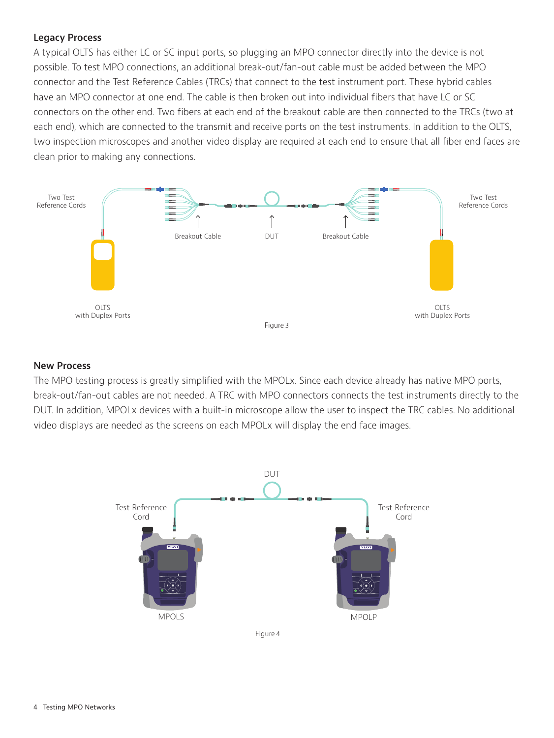### Legacy Process

A typical OLTS has either LC or SC input ports, so plugging an MPO connector directly into the device is not possible. To test MPO connections, an additional break-out/fan-out cable must be added between the MPO connector and the Test Reference Cables (TRCs) that connect to the test instrument port. These hybrid cables have an MPO connector at one end. The cable is then broken out into individual fibers that have LC or SC connectors on the other end. Two fibers at each end of the breakout cable are then connected to the TRCs (two at each end), which are connected to the transmit and receive ports on the test instruments. In addition to the OLTS, two inspection microscopes and another video display are required at each end to ensure that all fiber end faces are clean prior to making any connections.

Two Test Reference Cords

Breakout Cable

DUT

Breakout Cable

Two Test Reference Cords

OLTS with Duplex Ports

OLTS with Duplex Ports

Figure 3

### New Process

The MPO testing process is greatly simplified with the MPOLx. Since each device already has native MPO ports, break-out/fan-out cables are not needed. A TRC with MPO connectors connects the test instruments directly to the DUT. In addition, MPOLx devices with a built-in microscope allow the user to inspect the TRC cables. No additional video displays are needed as the screens on each MPOLx will display the end face images.

DUT

Test Reference Cord

Test Reference Cord

MPOLS

MPOLP

Figure 4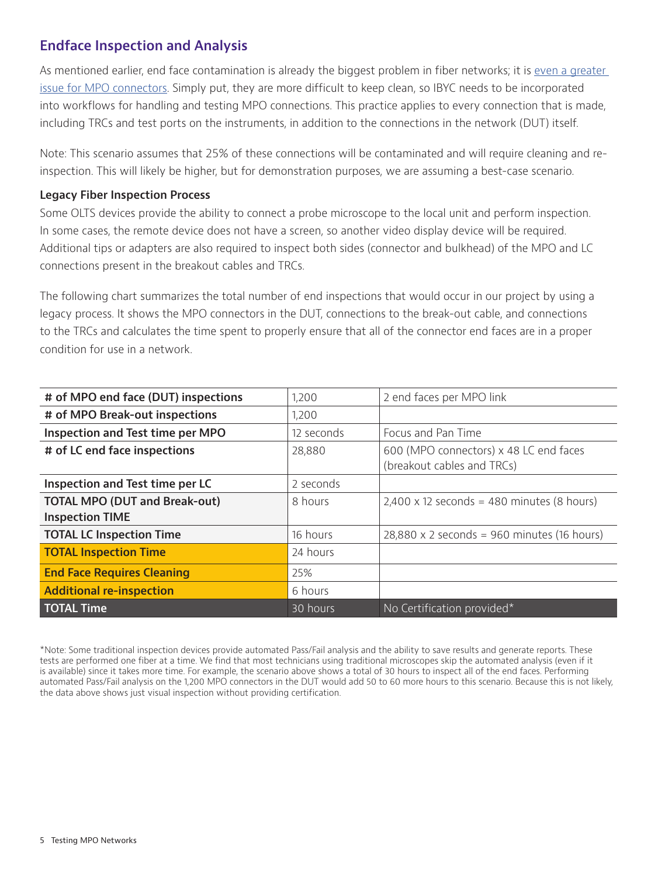## Endface Inspection and Analysis

As mentioned earlier, end face contamination is already the biggest problem in fiber networks; it is even a greater issue for MPO connectors. Simply put, they are more difficult to keep clean, so IBYC needs to be incorporated into workflows for handling and testing MPO connections. This practice applies to every connection that is made, including TRCs and test ports on the instruments, in addition to the connections in the network (DUT) itself.

Note: This scenario assumes that 25% of these connections will be contaminated and will require cleaning and re-inspection. This will likely be higher, but for demonstration purposes, we are assuming a best-case scenario.

### Legacy Fiber Inspection Process

Some OLTS devices provide the ability to connect a probe microscope to the local unit and perform inspection. In some cases, the remote device does not have a screen, so another video display device will be required. Additional tips or adapters are also required to inspect both sides (connector and bulkhead) of the MPO and LC connections present in the breakout cables and TRCs.

The following chart summarizes the total number of end inspections that would occur in our project by using a legacy process. It shows the MPO connectors in the DUT, connections to the break-out cable, and connections to the TRCs and calculates the time spent to properly ensure that all of the connector end faces are in a proper condition for use in a network.

| | | |
|---|---|---|
| **# of MPO end face (DUT) inspections** | 1,200 | 2 end faces per MPO link |
| **# of MPO Break-out inspections** | 1,200 | |
| **Inspection and Test time per MPO** | 12 seconds | Focus and Pan Time |
| **# of LC end face inspections** | 28,880 | 600 (MPO connectors) x 48 LC end faces (breakout cables and TRCs) |
| **Inspection and Test time per LC** | 2 seconds | |
| **TOTAL MPO (DUT and Break-out) Inspection TIME** | 8 hours | 2,400 x 12 seconds = 480 minutes (8 hours) |
| **TOTAL LC Inspection Time** | 16 hours | 28,880 x 2 seconds = 960 minutes (16 hours) |
| **TOTAL Inspection Time** | 24 hours | |
| **End Face Requires Cleaning** | 25% | |
| **Additional re-inspection** | 6 hours | |
| **TOTAL Time** | 30 hours | No Certification provided* |

*Note: Some traditional inspection devices provide automated Pass/Fail analysis and the ability to save results and generate reports. These tests are performed one fiber at a time. We find that most technicians using traditional microscopes skip the automated analysis (even if it is available) since it takes more time. For example, the scenario above shows a total of 30 hours to inspect all of the end faces. Performing automated Pass/Fail analysis on the 1,200 MPO connectors in the DUT would add 50 to 60 more hours to this scenario. Because this is not likely, the data above shows just visual inspection without providing certification.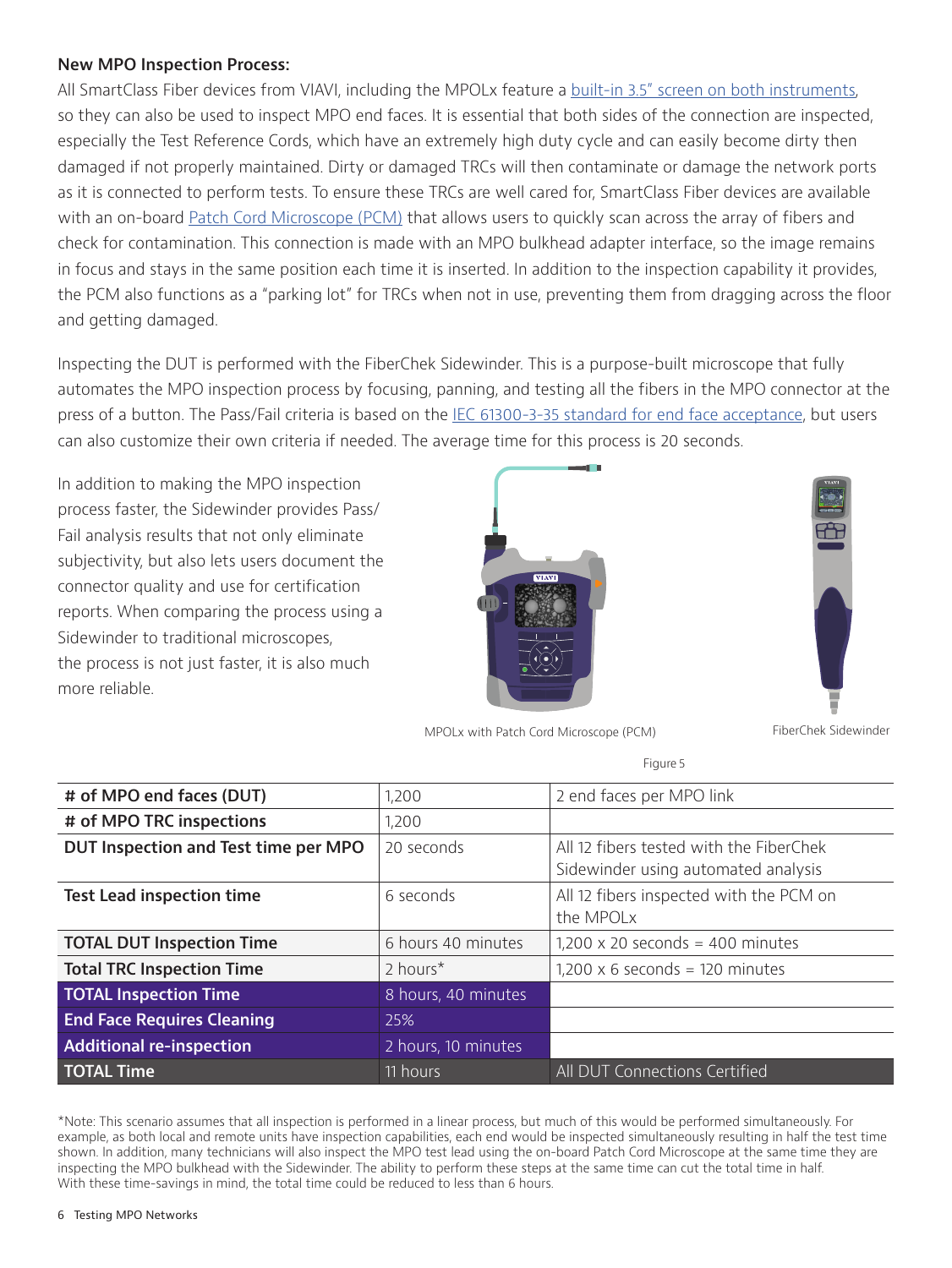**New MPO Inspection Process:**

All SmartClass Fiber devices from VIAVI, including the MPOLx feature a built-in 3.5" screen on both instruments, so they can also be used to inspect MPO end faces. It is essential that both sides of the connection are inspected, especially the Test Reference Cords, which have an extremely high duty cycle and can easily become dirty then damaged if not properly maintained. Dirty or damaged TRCs will then contaminate or damage the network ports as it is connected to perform tests. To ensure these TRCs are well cared for, SmartClass Fiber devices are available with an on-board Patch Cord Microscope (PCM) that allows users to quickly scan across the array of fibers and check for contamination. This connection is made with an MPO bulkhead adapter interface, so the image remains in focus and stays in the same position each time it is inserted. In addition to the inspection capability it provides, the PCM also functions as a "parking lot" for TRCs when not in use, preventing them from dragging across the floor and getting damaged.

Inspecting the DUT is performed with the FiberChek Sidewinder. This is a purpose-built microscope that fully automates the MPO inspection process by focusing, panning, and testing all the fibers in the MPO connector at the press of a button. The Pass/Fail criteria is based on the IEC 61300-3-35 standard for end face acceptance, but users can also customize their own criteria if needed. The average time for this process is 20 seconds.

In addition to making the MPO inspection process faster, the Sidewinder provides Pass/Fail analysis results that not only eliminate subjectivity, but also lets users document the connector quality and use for certification reports. When comparing the process using a Sidewinder to traditional microscopes, the process is not just faster, it is also much more reliable.

MPOLx with Patch Cord Microscope (PCM)

FiberChek Sidewinder

Figure 5

| # of MPO end faces (DUT) | 1,200 | 2 end faces per MPO link |
|---|---|---|
| # of MPO TRC inspections | 1,200 | |
| DUT Inspection and Test time per MPO | 20 seconds | All 12 fibers tested with the FiberChek Sidewinder using automated analysis |
| Test Lead inspection time | 6 seconds | All 12 fibers inspected with the PCM on the MPOLx |
| TOTAL DUT Inspection Time | 6 hours 40 minutes | 1,200 x 20 seconds = 400 minutes |
| Total TRC Inspection Time | 2 hours* | 1,200 x 6 seconds = 120 minutes |
| TOTAL Inspection Time | 8 hours, 40 minutes | |
| End Face Requires Cleaning | 25% | |
| Additional re-inspection | 2 hours, 10 minutes | |
| TOTAL Time | 11 hours | All DUT Connections Certified |

*Note: This scenario assumes that all inspection is performed in a linear process, but much of this would be performed simultaneously. For example, as both local and remote units have inspection capabilities, each end would be inspected simultaneously resulting in half the test time shown. In addition, many technicians will also inspect the MPO test lead using the on-board Patch Cord Microscope at the same time they are inspecting the MPO bulkhead with the Sidewinder. The ability to perform these steps at the same time can cut the total time in half. With these time-savings in mind, the total time could be reduced to less than 6 hours.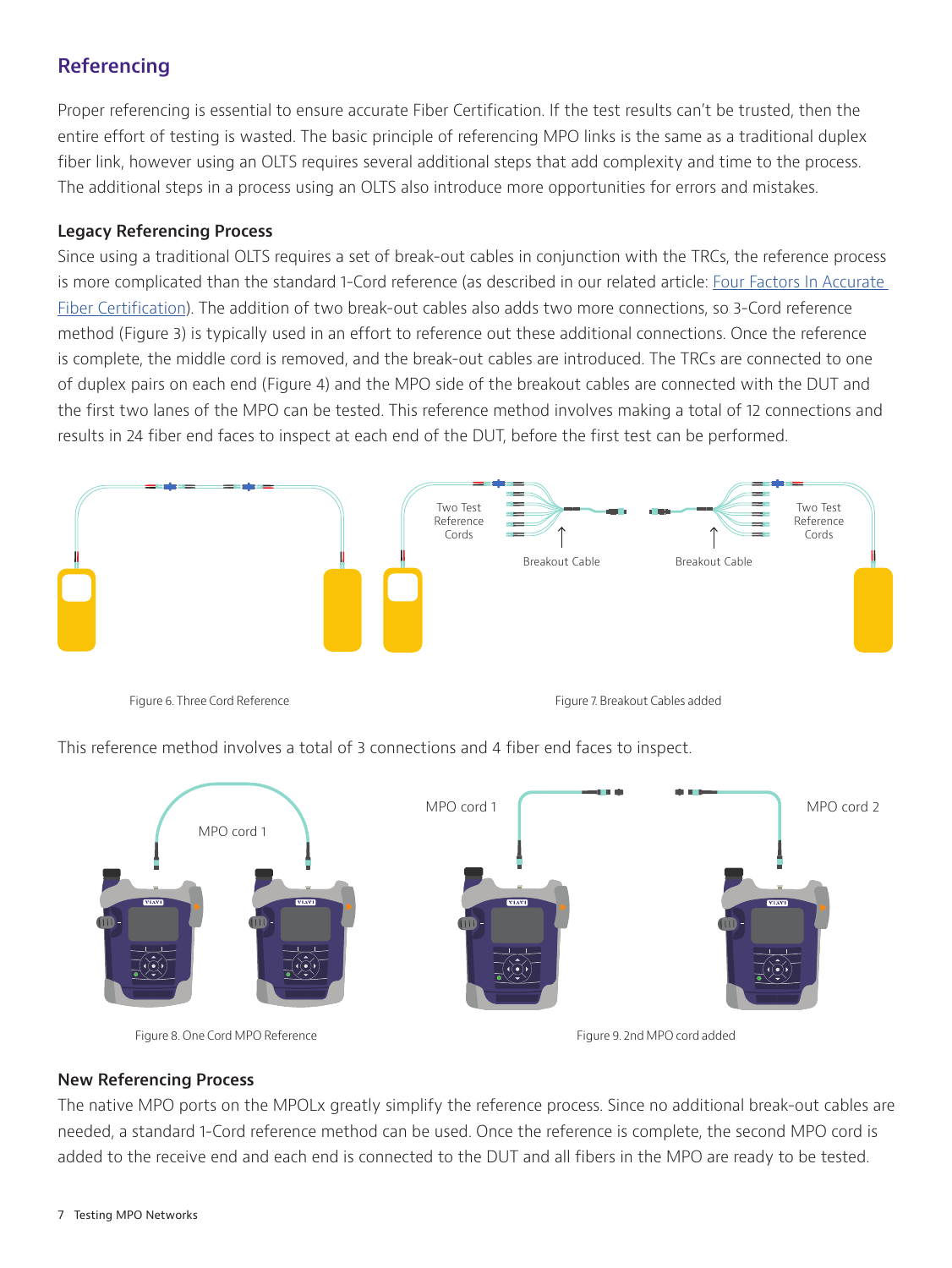## Referencing

Proper referencing is essential to ensure accurate Fiber Certification. If the test results can't be trusted, then the entire effort of testing is wasted. The basic principle of referencing MPO links is the same as a traditional duplex fiber link, however using an OLTS requires several additional steps that add complexity and time to the process. The additional steps in a process using an OLTS also introduce more opportunities for errors and mistakes.

### Legacy Referencing Process

Since using a traditional OLTS requires a set of break-out cables in conjunction with the TRCs, the reference process is more complicated than the standard 1-Cord reference (as described in our related article: Four Factors In Accurate Fiber Certification). The addition of two break-out cables also adds two more connections, so 3-Cord reference method (Figure 3) is typically used in an effort to reference out these additional connections. Once the reference is complete, the middle cord is removed, and the break-out cables are introduced. The TRCs are connected to one of duplex pairs on each end (Figure 4) and the MPO side of the breakout cables are connected with the DUT and the first two lanes of the MPO can be tested. This reference method involves making a total of 12 connections and results in 24 fiber end faces to inspect at each end of the DUT, before the first test can be performed.

Figure 6. Three Cord Reference

Figure 7. Breakout Cables added

This reference method involves a total of 3 connections and 4 fiber end faces to inspect.

Figure 8. One Cord MPO Reference

Figure 9. 2nd MPO cord added

### New Referencing Process

The native MPO ports on the MPOLx greatly simplify the reference process. Since no additional break-out cables are needed, a standard 1-Cord reference method can be used. Once the reference is complete, the second MPO cord is added to the receive end and each end is connected to the DUT and all fibers in the MPO are ready to be tested.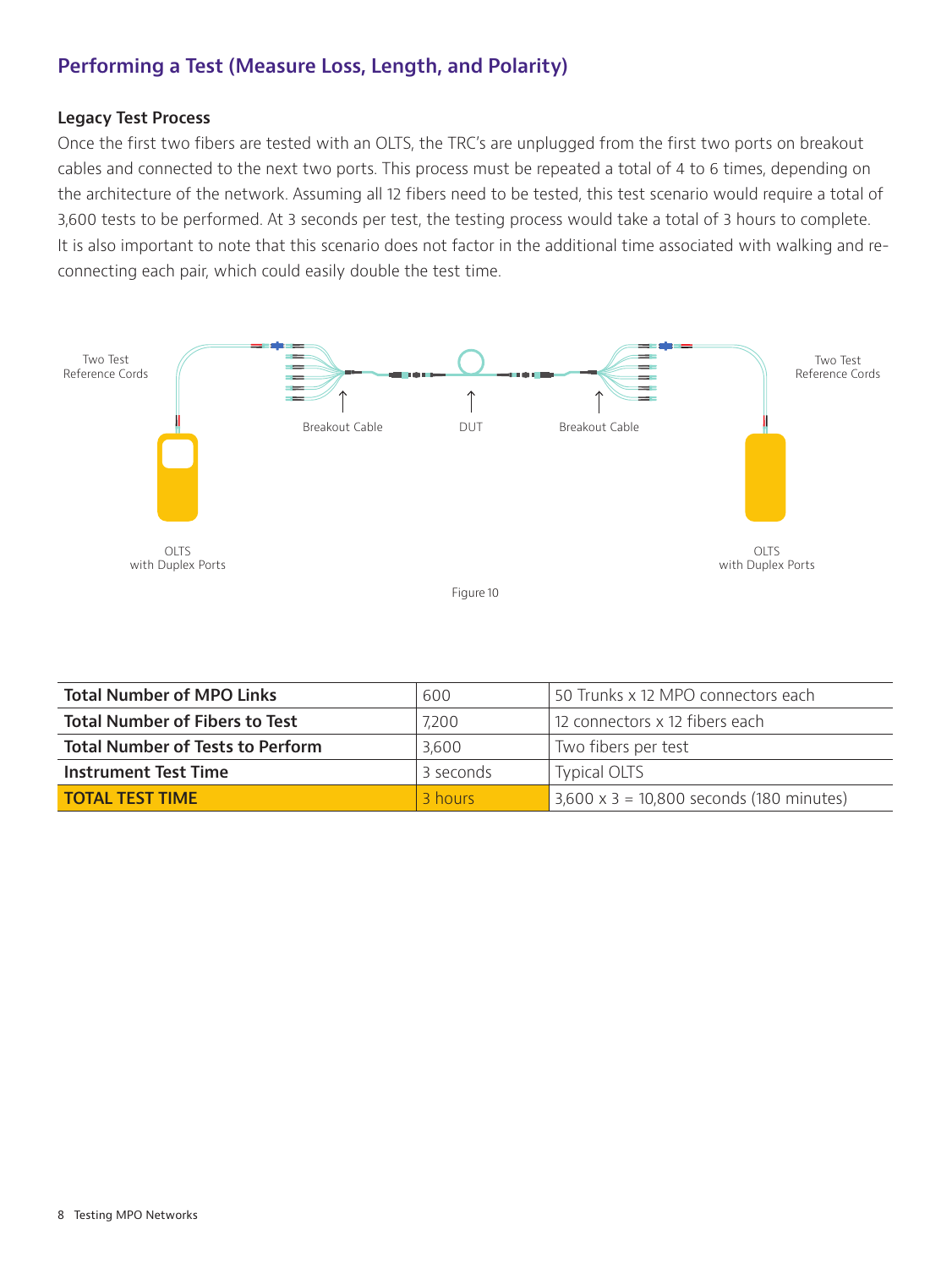## Performing a Test (Measure Loss, Length, and Polarity)

### Legacy Test Process

Once the first two fibers are tested with an OLTS, the TRC's are unplugged from the first two ports on breakout cables and connected to the next two ports. This process must be repeated a total of 4 to 6 times, depending on the architecture of the network. Assuming all 12 fibers need to be tested, this test scenario would require a total of 3,600 tests to be performed. At 3 seconds per test, the testing process would take a total of 3 hours to complete. It is also important to note that this scenario does not factor in the additional time associated with walking and re-connecting each pair, which could easily double the test time.

Two Test Reference Cords

Breakout Cable

DUT

Breakout Cable

Two Test Reference Cords

OLTS with Duplex Ports

OLTS with Duplex Ports

Figure 10

| | | |
|---|---|---|
| **Total Number of MPO Links** | 600 | 50 Trunks x 12 MPO connectors each |
| **Total Number of Fibers to Test** | 7,200 | 12 connectors x 12 fibers each |
| **Total Number of Tests to Perform** | 3,600 | Two fibers per test |
| **Instrument Test Time** | 3 seconds | Typical OLTS |
| **TOTAL TEST TIME** | 3 hours | 3,600 x 3 = 10,800 seconds (180 minutes) |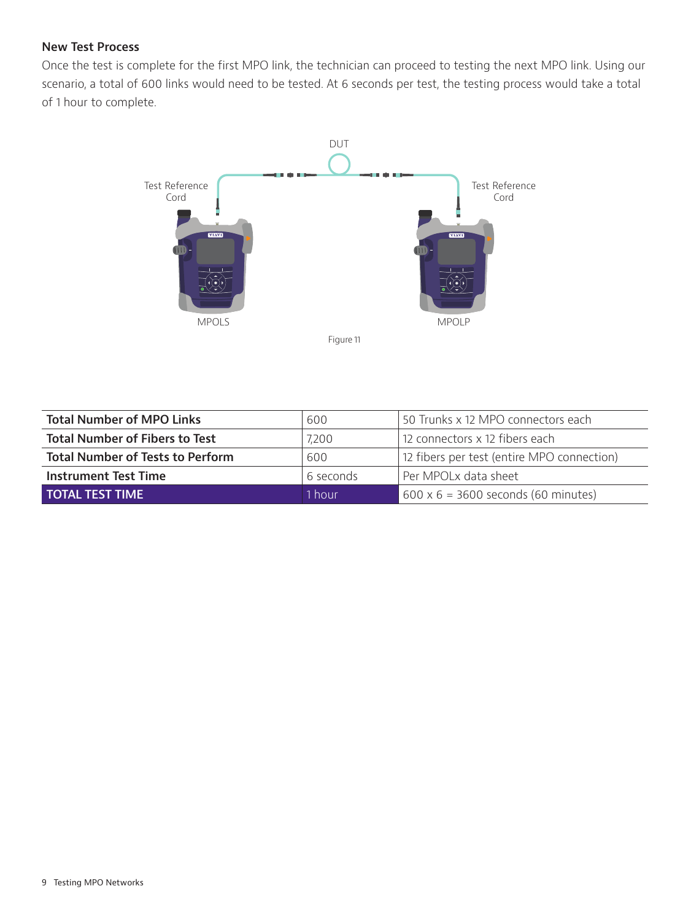### New Test Process

Once the test is complete for the first MPO link, the technician can proceed to testing the next MPO link. Using our scenario, a total of 600 links would need to be tested. At 6 seconds per test, the testing process would take a total of 1 hour to complete.

Figure 11

| **Total Number of MPO Links** | 600 | 50 Trunks x 12 MPO connectors each |
|---|---|---|
| **Total Number of Fibers to Test** | 7,200 | 12 connectors x 12 fibers each |
| **Total Number of Tests to Perform** | 600 | 12 fibers per test (entire MPO connection) |
| **Instrument Test Time** | 6 seconds | Per MPOLx data sheet |
| **TOTAL TEST TIME** | 1 hour | 600 x 6 = 3600 seconds (60 minutes) |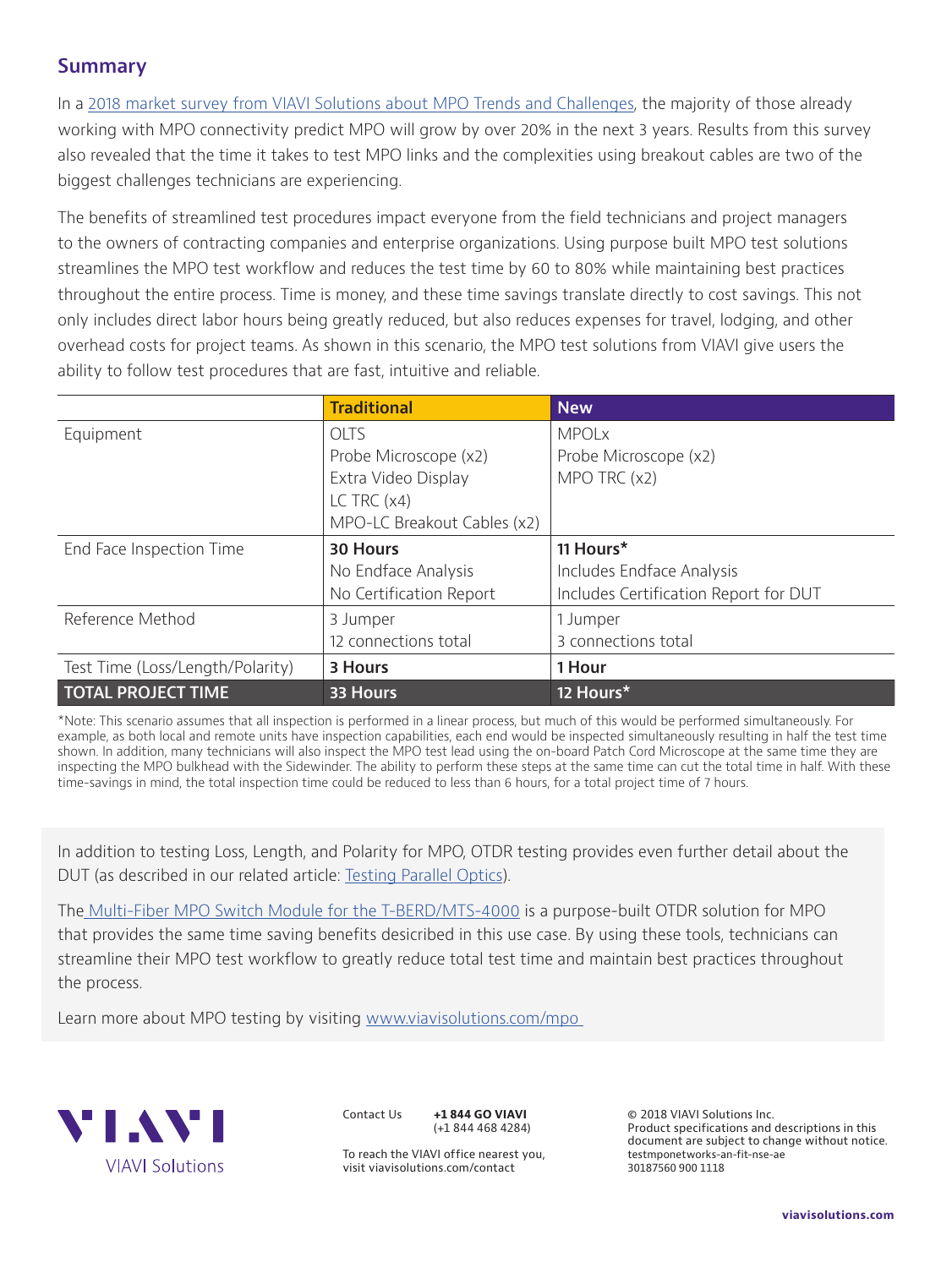## Summary

In a 2018 market survey from VIAVI Solutions about MPO Trends and Challenges, the majority of those already working with MPO connectivity predict MPO will grow by over 20% in the next 3 years. Results from this survey also revealed that the time it takes to test MPO links and the complexities using breakout cables are two of the biggest challenges technicians are experiencing.

The benefits of streamlined test procedures impact everyone from the field technicians and project managers to the owners of contracting companies and enterprise organizations. Using purpose built MPO test solutions streamlines the MPO test workflow and reduces the test time by 60 to 80% while maintaining best practices throughout the entire process. Time is money, and these time savings translate directly to cost savings. This not only includes direct labor hours being greatly reduced, but also reduces expenses for travel, lodging, and other overhead costs for project teams. As shown in this scenario, the MPO test solutions from VIAVI give users the ability to follow test procedures that are fast, intuitive and reliable.

| | Traditional | New |
|---|---|---|
| Equipment | OLTS<br>Probe Microscope (x2)<br>Extra Video Display<br>LC TRC (x4)<br>MPO-LC Breakout Cables (x2) | MPOLx<br>Probe Microscope (x2)<br>MPO TRC (x2) |
| End Face Inspection Time | **30 Hours**<br>No Endface Analysis<br>No Certification Report | **11 Hours***<br>Includes Endface Analysis<br>Includes Certification Report for DUT |
| Reference Method | 3 Jumper<br>12 connections total | 1 Jumper<br>3 connections total |
| Test Time (Loss/Length/Polarity) | **3 Hours** | **1 Hour** |
| **TOTAL PROJECT TIME** | **33 Hours** | **12 Hours*** |

*Note: This scenario assumes that all inspection is performed in a linear process, but much of this would be performed simultaneously. For example, as both local and remote units have inspection capabilities, each end would be inspected simultaneously resulting in half the test time shown. In addition, many technicians will also inspect the MPO test lead using the on-board Patch Cord Microscope at the same time they are inspecting the MPO bulkhead with the Sidewinder. The ability to perform these steps at the same time can cut the total time in half. With these time-savings in mind, the total inspection time could be reduced to less than 6 hours, for a total project time of 7 hours.

In addition to testing Loss, Length, and Polarity for MPO, OTDR testing provides even further detail about the DUT (as described in our related article: Testing Parallel Optics).

The Multi-Fiber MPO Switch Module for the T-BERD/MTS-4000 is a purpose-built OTDR solution for MPO that provides the same time saving benefits desicribed in this use case. By using these tools, technicians can streamline their MPO test workflow to greatly reduce total test time and maintain best practices throughout the process.

Learn more about MPO testing by visiting www.viavisolutions.com/mpo

VIAVI Solutions

Contact Us **+1 844 GO VIAVI** (+1 844 468 4284)

To reach the VIAVI office nearest you, visit viavisolutions.com/contact

© 2018 VIAVI Solutions Inc.
Product specifications and descriptions in this document are subject to change without notice.
testmponetworks-an-fit-nse-ae
30187560 900 1118

viavisolutions.com